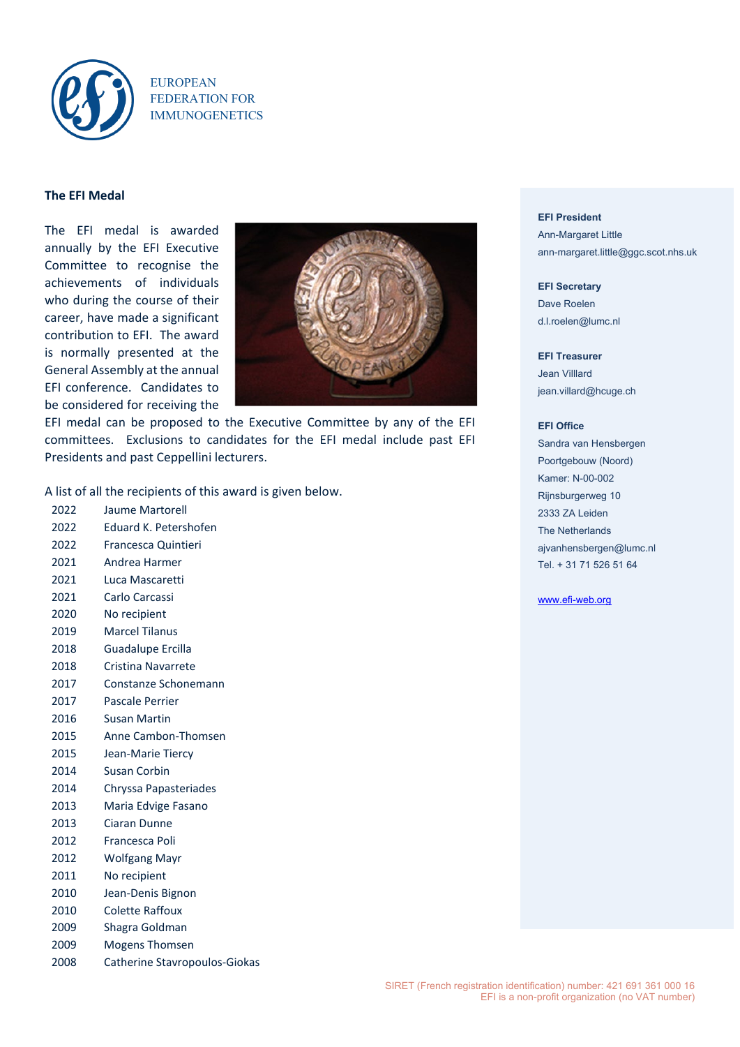EUROPEAN
FEDERATION FOR
IMMUNOGENETICS

## The EFI Medal

The EFI medal is awarded annually by the EFI Executive Committee to recognise the achievements of individuals who during the course of their career, have made a significant contribution to EFI. The award is normally presented at the General Assembly at the annual EFI conference. Candidates to be considered for receiving the EFI medal can be proposed to the Executive Committee by any of the EFI committees. Exclusions to candidates for the EFI medal include past EFI Presidents and past Ceppellini lecturers.

A list of all the recipients of this award is given below.

| | |
|---|---|
| 2022 | Jaume Martorell |
| 2022 | Eduard K. Petershofen |
| 2022 | Francesca Quintieri |
| 2021 | Andrea Harmer |
| 2021 | Luca Mascaretti |
| 2021 | Carlo Carcassi |
| 2020 | No recipient |
| 2019 | Marcel Tilanus |
| 2018 | Guadalupe Ercilla |
| 2018 | Cristina Navarrete |
| 2017 | Constanze Schonemann |
| 2017 | Pascale Perrier |
| 2016 | Susan Martin |
| 2015 | Anne Cambon-Thomsen |
| 2015 | Jean-Marie Tiercy |
| 2014 | Susan Corbin |
| 2014 | Chryssa Papasteriades |
| 2013 | Maria Edvige Fasano |
| 2013 | Ciaran Dunne |
| 2012 | Francesca Poli |
| 2012 | Wolfgang Mayr |
| 2011 | No recipient |
| 2010 | Jean-Denis Bignon |
| 2010 | Colette Raffoux |
| 2009 | Shagra Goldman |
| 2009 | Mogens Thomsen |
| 2008 | Catherine Stavropoulos-Giokas |

**EFI President**
Ann-Margaret Little
ann-margaret.little@ggc.scot.nhs.uk

**EFI Secretary**
Dave Roelen
d.l.roelen@lumc.nl

**EFI Treasurer**
Jean Villard
jean.villard@hcuge.ch

**EFI Office**
Sandra van Hensbergen
Poortgebouw (Noord)
Kamer: N-00-002
Rijnsburgerweg 10
2333 ZA Leiden
The Netherlands
ajvanhensbergen@lumc.nl
Tel. + 31 71 526 51 64

www.efi-web.org

SIRET (French registration identification) number: 421 691 361 000 16
EFI is a non-profit organization (no VAT number)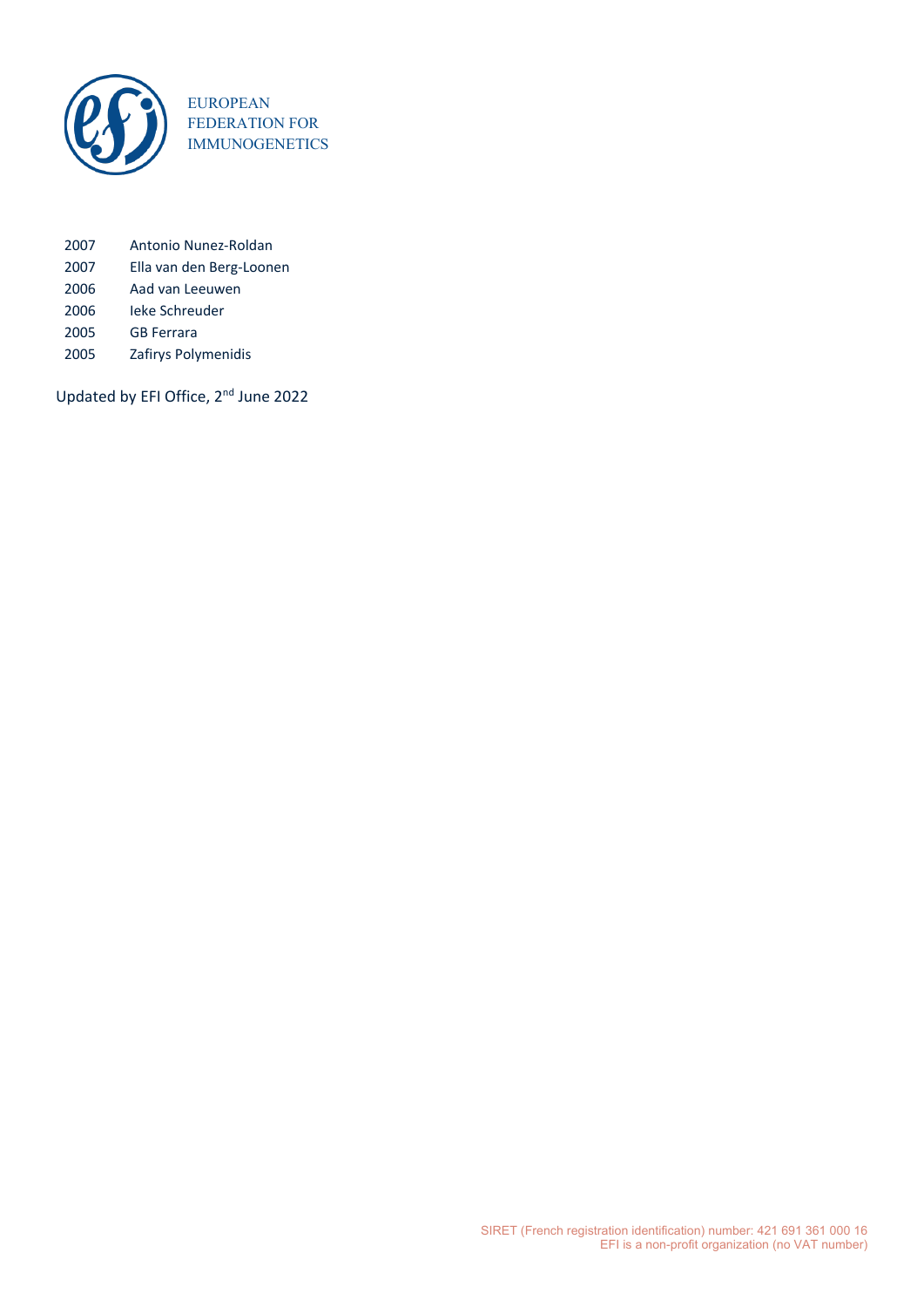| | |
|---|---|
| 2007 | Antonio Nunez-Roldan |
| 2007 | Ella van den Berg-Loonen |
| 2006 | Aad van Leeuwen |
| 2006 | Ieke Schreuder |
| 2005 | GB Ferrara |
| 2005 | Zafirys Polymenidis |

Updated by EFI Office, 2nd June 2022